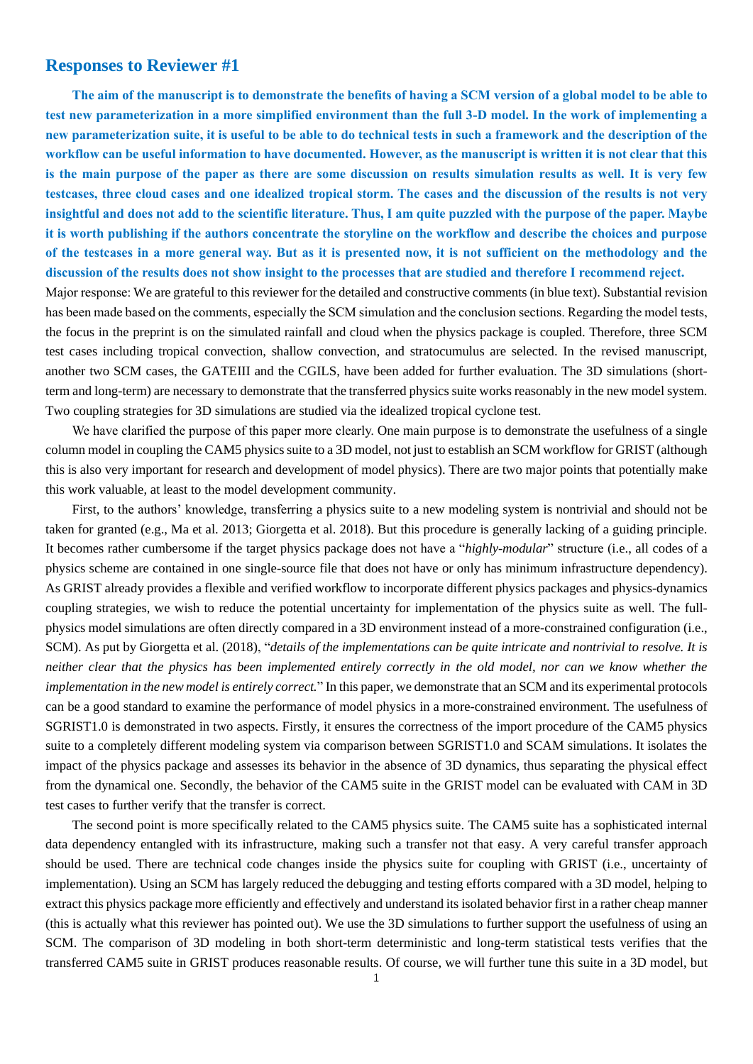## Responses to Reviewer #1

**The aim of the manuscript is to demonstrate the benefits of having a SCM version of a global model to be able to test new parameterization in a more simplified environment than the full 3-D model. In the work of implementing a new parameterization suite, it is useful to be able to do technical tests in such a framework and the description of the workflow can be useful information to have documented. However, as the manuscript is written it is not clear that this is the main purpose of the paper as there are some discussion on results simulation results as well. It is very few testcases, three cloud cases and one idealized tropical storm. The cases and the discussion of the results is not very insightful and does not add to the scientific literature. Thus, I am quite puzzled with the purpose of the paper. Maybe it is worth publishing if the authors concentrate the storyline on the workflow and describe the choices and purpose of the testcases in a more general way. But as it is presented now, it is not sufficient on the methodology and the discussion of the results does not show insight to the processes that are studied and therefore I recommend reject.**

Major response: We are grateful to this reviewer for the detailed and constructive comments (in blue text). Substantial revision has been made based on the comments, especially the SCM simulation and the conclusion sections. Regarding the model tests, the focus in the preprint is on the simulated rainfall and cloud when the physics package is coupled. Therefore, three SCM test cases including tropical convection, shallow convection, and stratocumulus are selected. In the revised manuscript, another two SCM cases, the GATEIII and the CGILS, have been added for further evaluation. The 3D simulations (short-term and long-term) are necessary to demonstrate that the transferred physics suite works reasonably in the new model system. Two coupling strategies for 3D simulations are studied via the idealized tropical cyclone test.

We have clarified the purpose of this paper more clearly. One main purpose is to demonstrate the usefulness of a single column model in coupling the CAM5 physics suite to a 3D model, not just to establish an SCM workflow for GRIST (although this is also very important for research and development of model physics). There are two major points that potentially make this work valuable, at least to the model development community.

First, to the authors' knowledge, transferring a physics suite to a new modeling system is nontrivial and should not be taken for granted (e.g., Ma et al. 2013; Giorgetta et al. 2018). But this procedure is generally lacking of a guiding principle. It becomes rather cumbersome if the target physics package does not have a "*highly-modular*" structure (i.e., all codes of a physics scheme are contained in one single-source file that does not have or only has minimum infrastructure dependency). As GRIST already provides a flexible and verified workflow to incorporate different physics packages and physics-dynamics coupling strategies, we wish to reduce the potential uncertainty for implementation of the physics suite as well. The full-physics model simulations are often directly compared in a 3D environment instead of a more-constrained configuration (i.e., SCM). As put by Giorgetta et al. (2018), "*details of the implementations can be quite intricate and nontrivial to resolve. It is neither clear that the physics has been implemented entirely correctly in the old model, nor can we know whether the implementation in the new model is entirely correct.*" In this paper, we demonstrate that an SCM and its experimental protocols can be a good standard to examine the performance of model physics in a more-constrained environment. The usefulness of SGRIST1.0 is demonstrated in two aspects. Firstly, it ensures the correctness of the import procedure of the CAM5 physics suite to a completely different modeling system via comparison between SGRIST1.0 and SCAM simulations. It isolates the impact of the physics package and assesses its behavior in the absence of 3D dynamics, thus separating the physical effect from the dynamical one. Secondly, the behavior of the CAM5 suite in the GRIST model can be evaluated with CAM in 3D test cases to further verify that the transfer is correct.

The second point is more specifically related to the CAM5 physics suite. The CAM5 suite has a sophisticated internal data dependency entangled with its infrastructure, making such a transfer not that easy. A very careful transfer approach should be used. There are technical code changes inside the physics suite for coupling with GRIST (i.e., uncertainty of implementation). Using an SCM has largely reduced the debugging and testing efforts compared with a 3D model, helping to extract this physics package more efficiently and effectively and understand its isolated behavior first in a rather cheap manner (this is actually what this reviewer has pointed out). We use the 3D simulations to further support the usefulness of using an SCM. The comparison of 3D modeling in both short-term deterministic and long-term statistical tests verifies that the transferred CAM5 suite in GRIST produces reasonable results. Of course, we will further tune this suite in a 3D model, but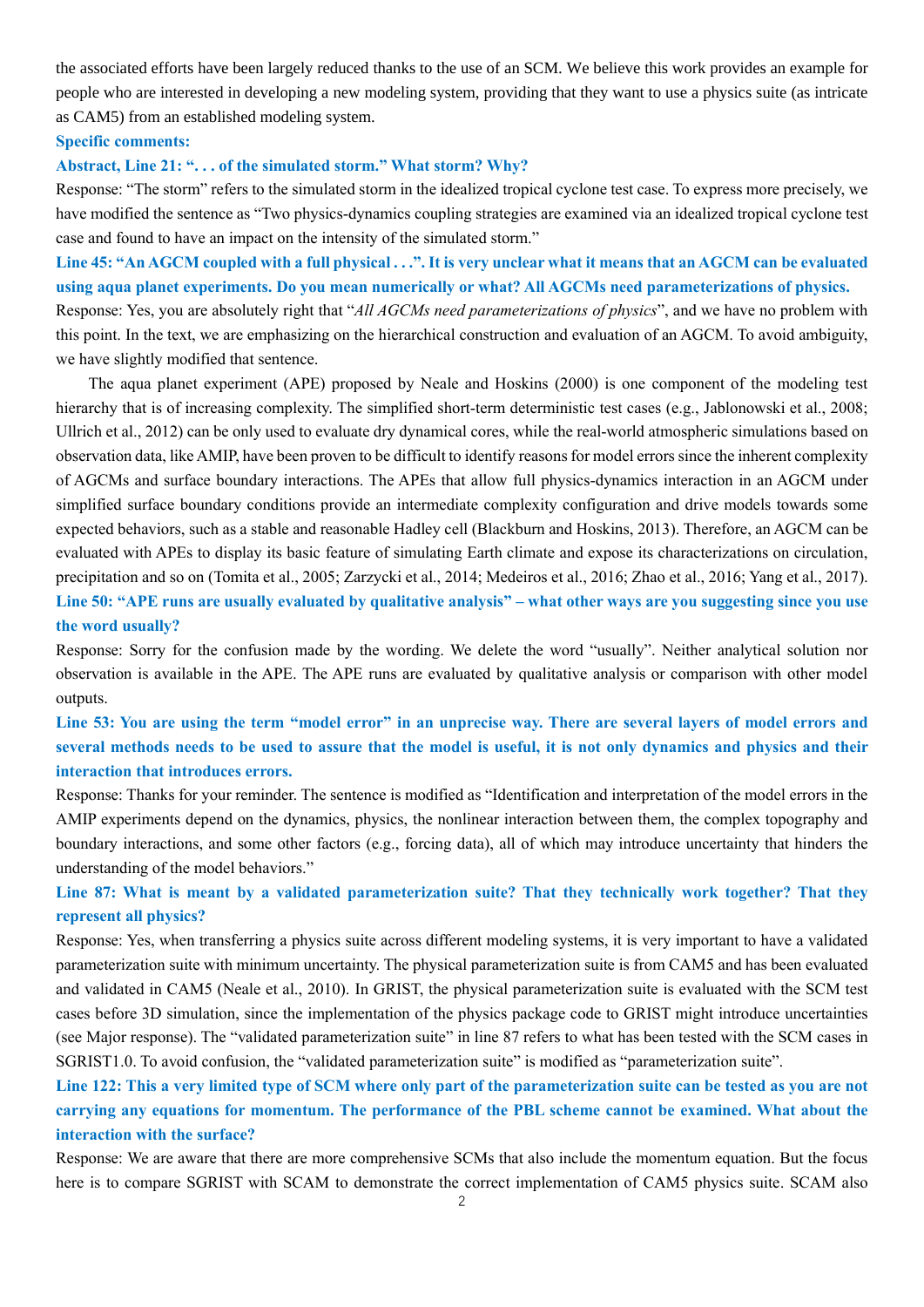the associated efforts have been largely reduced thanks to the use of an SCM. We believe this work provides an example for people who are interested in developing a new modeling system, providing that they want to use a physics suite (as intricate as CAM5) from an established modeling system.

**Specific comments:**

**Abstract, Line 21: ". . . of the simulated storm." What storm? Why?**

Response: "The storm" refers to the simulated storm in the idealized tropical cyclone test case. To express more precisely, we have modified the sentence as "Two physics-dynamics coupling strategies are examined via an idealized tropical cyclone test case and found to have an impact on the intensity of the simulated storm."

**Line 45: "An AGCM coupled with a full physical . . .". It is very unclear what it means that an AGCM can be evaluated using aqua planet experiments. Do you mean numerically or what? All AGCMs need parameterizations of physics.**

Response: Yes, you are absolutely right that "*All AGCMs need parameterizations of physics*", and we have no problem with this point. In the text, we are emphasizing on the hierarchical construction and evaluation of an AGCM. To avoid ambiguity, we have slightly modified that sentence.

The aqua planet experiment (APE) proposed by Neale and Hoskins (2000) is one component of the modeling test hierarchy that is of increasing complexity. The simplified short-term deterministic test cases (e.g., Jablonowski et al., 2008; Ullrich et al., 2012) can be only used to evaluate dry dynamical cores, while the real-world atmospheric simulations based on observation data, like AMIP, have been proven to be difficult to identify reasons for model errors since the inherent complexity of AGCMs and surface boundary interactions. The APEs that allow full physics-dynamics interaction in an AGCM under simplified surface boundary conditions provide an intermediate complexity configuration and drive models towards some expected behaviors, such as a stable and reasonable Hadley cell (Blackburn and Hoskins, 2013). Therefore, an AGCM can be evaluated with APEs to display its basic feature of simulating Earth climate and expose its characterizations on circulation, precipitation and so on (Tomita et al., 2005; Zarzycki et al., 2014; Medeiros et al., 2016; Zhao et al., 2016; Yang et al., 2017).

**Line 50: "APE runs are usually evaluated by qualitative analysis" – what other ways are you suggesting since you use the word usually?**

Response: Sorry for the confusion made by the wording. We delete the word "usually". Neither analytical solution nor observation is available in the APE. The APE runs are evaluated by qualitative analysis or comparison with other model outputs.

**Line 53: You are using the term "model error" in an unprecise way. There are several layers of model errors and several methods needs to be used to assure that the model is useful, it is not only dynamics and physics and their interaction that introduces errors.**

Response: Thanks for your reminder. The sentence is modified as "Identification and interpretation of the model errors in the AMIP experiments depend on the dynamics, physics, the nonlinear interaction between them, the complex topography and boundary interactions, and some other factors (e.g., forcing data), all of which may introduce uncertainty that hinders the understanding of the model behaviors."

**Line 87: What is meant by a validated parameterization suite? That they technically work together? That they represent all physics?**

Response: Yes, when transferring a physics suite across different modeling systems, it is very important to have a validated parameterization suite with minimum uncertainty. The physical parameterization suite is from CAM5 and has been evaluated and validated in CAM5 (Neale et al., 2010). In GRIST, the physical parameterization suite is evaluated with the SCM test cases before 3D simulation, since the implementation of the physics package code to GRIST might introduce uncertainties (see Major response). The "validated parameterization suite" in line 87 refers to what has been tested with the SCM cases in SGRIST1.0. To avoid confusion, the "validated parameterization suite" is modified as "parameterization suite".

**Line 122: This a very limited type of SCM where only part of the parameterization suite can be tested as you are not carrying any equations for momentum. The performance of the PBL scheme cannot be examined. What about the interaction with the surface?**

Response: We are aware that there are more comprehensive SCMs that also include the momentum equation. But the focus here is to compare SGRIST with SCAM to demonstrate the correct implementation of CAM5 physics suite. SCAM also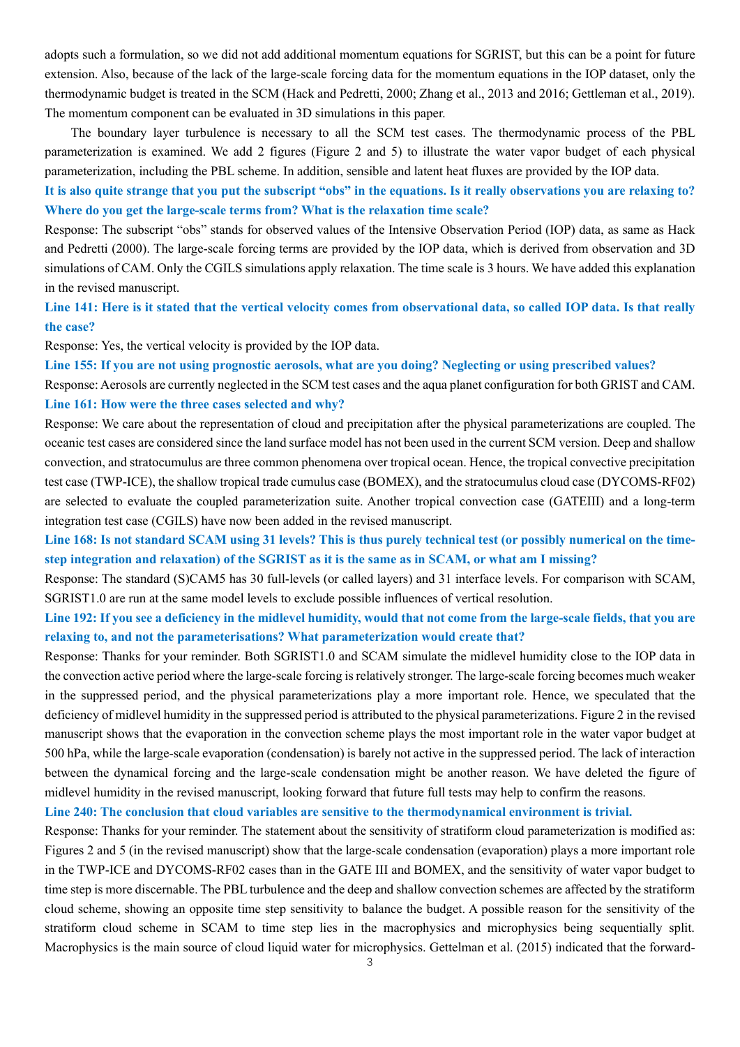adopts such a formulation, so we did not add additional momentum equations for SGRIST, but this can be a point for future extension. Also, because of the lack of the large-scale forcing data for the momentum equations in the IOP dataset, only the thermodynamic budget is treated in the SCM (Hack and Pedretti, 2000; Zhang et al., 2013 and 2016; Gettleman et al., 2019). The momentum component can be evaluated in 3D simulations in this paper.

The boundary layer turbulence is necessary to all the SCM test cases. The thermodynamic process of the PBL parameterization is examined. We add 2 figures (Figure 2 and 5) to illustrate the water vapor budget of each physical parameterization, including the PBL scheme. In addition, sensible and latent heat fluxes are provided by the IOP data.

**It is also quite strange that you put the subscript "obs" in the equations. Is it really observations you are relaxing to? Where do you get the large-scale terms from? What is the relaxation time scale?**

Response: The subscript "obs" stands for observed values of the Intensive Observation Period (IOP) data, as same as Hack and Pedretti (2000). The large-scale forcing terms are provided by the IOP data, which is derived from observation and 3D simulations of CAM. Only the CGILS simulations apply relaxation. The time scale is 3 hours. We have added this explanation in the revised manuscript.

**Line 141: Here is it stated that the vertical velocity comes from observational data, so called IOP data. Is that really the case?**

Response: Yes, the vertical velocity is provided by the IOP data.

**Line 155: If you are not using prognostic aerosols, what are you doing? Neglecting or using prescribed values?**

Response: Aerosols are currently neglected in the SCM test cases and the aqua planet configuration for both GRIST and CAM.

**Line 161: How were the three cases selected and why?**

Response: We care about the representation of cloud and precipitation after the physical parameterizations are coupled. The oceanic test cases are considered since the land surface model has not been used in the current SCM version. Deep and shallow convection, and stratocumulus are three common phenomena over tropical ocean. Hence, the tropical convective precipitation test case (TWP-ICE), the shallow tropical trade cumulus case (BOMEX), and the stratocumulus cloud case (DYCOMS-RF02) are selected to evaluate the coupled parameterization suite. Another tropical convection case (GATEIII) and a long-term integration test case (CGILS) have now been added in the revised manuscript.

**Line 168: Is not standard SCAM using 31 levels? This is thus purely technical test (or possibly numerical on the time-step integration and relaxation) of the SGRIST as it is the same as in SCAM, or what am I missing?**

Response: The standard (S)CAM5 has 30 full-levels (or called layers) and 31 interface levels. For comparison with SCAM, SGRIST1.0 are run at the same model levels to exclude possible influences of vertical resolution.

**Line 192: If you see a deficiency in the midlevel humidity, would that not come from the large-scale fields, that you are relaxing to, and not the parameterisations? What parameterization would create that?**

Response: Thanks for your reminder. Both SGRIST1.0 and SCAM simulate the midlevel humidity close to the IOP data in the convection active period where the large-scale forcing is relatively stronger. The large-scale forcing becomes much weaker in the suppressed period, and the physical parameterizations play a more important role. Hence, we speculated that the deficiency of midlevel humidity in the suppressed period is attributed to the physical parameterizations. Figure 2 in the revised manuscript shows that the evaporation in the convection scheme plays the most important role in the water vapor budget at 500 hPa, while the large-scale evaporation (condensation) is barely not active in the suppressed period. The lack of interaction between the dynamical forcing and the large-scale condensation might be another reason. We have deleted the figure of midlevel humidity in the revised manuscript, looking forward that future full tests may help to confirm the reasons.

**Line 240: The conclusion that cloud variables are sensitive to the thermodynamical environment is trivial.**

Response: Thanks for your reminder. The statement about the sensitivity of stratiform cloud parameterization is modified as: Figures 2 and 5 (in the revised manuscript) show that the large-scale condensation (evaporation) plays a more important role in the TWP-ICE and DYCOMS-RF02 cases than in the GATE III and BOMEX, and the sensitivity of water vapor budget to time step is more discernable. The PBL turbulence and the deep and shallow convection schemes are affected by the stratiform cloud scheme, showing an opposite time step sensitivity to balance the budget. A possible reason for the sensitivity of the stratiform cloud scheme in SCAM to time step lies in the macrophysics and microphysics being sequentially split. Macrophysics is the main source of cloud liquid water for microphysics. Gettelman et al. (2015) indicated that the forward-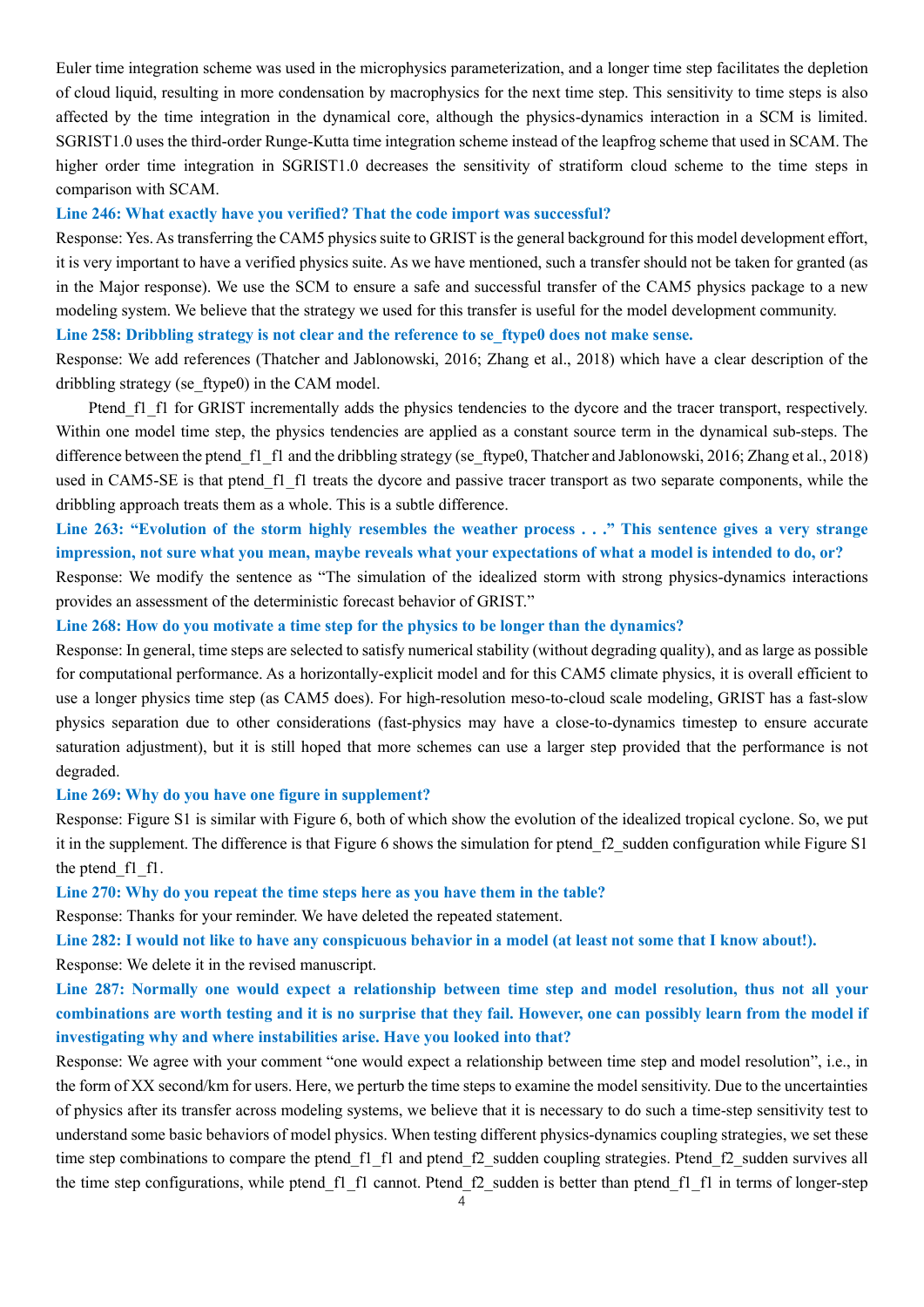Euler time integration scheme was used in the microphysics parameterization, and a longer time step facilitates the depletion of cloud liquid, resulting in more condensation by macrophysics for the next time step. This sensitivity to time steps is also affected by the time integration in the dynamical core, although the physics-dynamics interaction in a SCM is limited. SGRIST1.0 uses the third-order Runge-Kutta time integration scheme instead of the leapfrog scheme that used in SCAM. The higher order time integration in SGRIST1.0 decreases the sensitivity of stratiform cloud scheme to the time steps in comparison with SCAM.

**Line 246: What exactly have you verified? That the code import was successful?**

Response: Yes. As transferring the CAM5 physics suite to GRIST is the general background for this model development effort, it is very important to have a verified physics suite. As we have mentioned, such a transfer should not be taken for granted (as in the Major response). We use the SCM to ensure a safe and successful transfer of the CAM5 physics package to a new modeling system. We believe that the strategy we used for this transfer is useful for the model development community.

**Line 258: Dribbling strategy is not clear and the reference to se_ftype0 does not make sense.**

Response: We add references (Thatcher and Jablonowski, 2016; Zhang et al., 2018) which have a clear description of the dribbling strategy (se_ftype0) in the CAM model.

Ptend_f1_f1 for GRIST incrementally adds the physics tendencies to the dycore and the tracer transport, respectively. Within one model time step, the physics tendencies are applied as a constant source term in the dynamical sub-steps. The difference between the ptend_f1_f1 and the dribbling strategy (se_ftype0, Thatcher and Jablonowski, 2016; Zhang et al., 2018) used in CAM5-SE is that ptend_f1_f1 treats the dycore and passive tracer transport as two separate components, while the dribbling approach treats them as a whole. This is a subtle difference.

**Line 263: "Evolution of the storm highly resembles the weather process . . ." This sentence gives a very strange impression, not sure what you mean, maybe reveals what your expectations of what a model is intended to do, or?**

Response: We modify the sentence as "The simulation of the idealized storm with strong physics-dynamics interactions provides an assessment of the deterministic forecast behavior of GRIST."

**Line 268: How do you motivate a time step for the physics to be longer than the dynamics?**

Response: In general, time steps are selected to satisfy numerical stability (without degrading quality), and as large as possible for computational performance. As a horizontally-explicit model and for this CAM5 climate physics, it is overall efficient to use a longer physics time step (as CAM5 does). For high-resolution meso-to-cloud scale modeling, GRIST has a fast-slow physics separation due to other considerations (fast-physics may have a close-to-dynamics timestep to ensure accurate saturation adjustment), but it is still hoped that more schemes can use a larger step provided that the performance is not degraded.

**Line 269: Why do you have one figure in supplement?**

Response: Figure S1 is similar with Figure 6, both of which show the evolution of the idealized tropical cyclone. So, we put it in the supplement. The difference is that Figure 6 shows the simulation for ptend_f2_sudden configuration while Figure S1 the ptend_f1_f1.

**Line 270: Why do you repeat the time steps here as you have them in the table?**

Response: Thanks for your reminder. We have deleted the repeated statement.

**Line 282: I would not like to have any conspicuous behavior in a model (at least not some that I know about!).**

Response: We delete it in the revised manuscript.

**Line 287: Normally one would expect a relationship between time step and model resolution, thus not all your combinations are worth testing and it is no surprise that they fail. However, one can possibly learn from the model if investigating why and where instabilities arise. Have you looked into that?**

Response: We agree with your comment "one would expect a relationship between time step and model resolution", i.e., in the form of XX second/km for users. Here, we perturb the time steps to examine the model sensitivity. Due to the uncertainties of physics after its transfer across modeling systems, we believe that it is necessary to do such a time-step sensitivity test to understand some basic behaviors of model physics. When testing different physics-dynamics coupling strategies, we set these time step combinations to compare the ptend_f1_f1 and ptend_f2_sudden coupling strategies. Ptend_f2_sudden survives all the time step configurations, while ptend_f1_f1 cannot. Ptend_f2_sudden is better than ptend_f1_f1 in terms of longer-step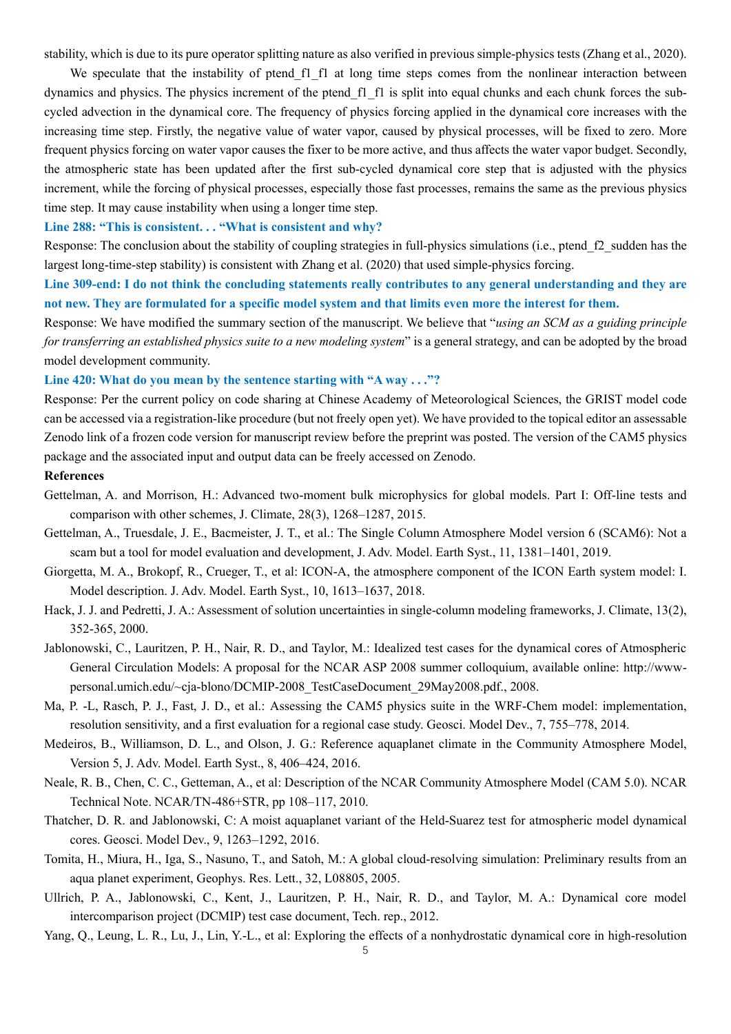stability, which is due to its pure operator splitting nature as also verified in previous simple-physics tests (Zhang et al., 2020).

We speculate that the instability of ptend_f1_f1 at long time steps comes from the nonlinear interaction between dynamics and physics. The physics increment of the ptend_f1_f1 is split into equal chunks and each chunk forces the sub-cycled advection in the dynamical core. The frequency of physics forcing applied in the dynamical core increases with the increasing time step. Firstly, the negative value of water vapor, caused by physical processes, will be fixed to zero. More frequent physics forcing on water vapor causes the fixer to be more active, and thus affects the water vapor budget. Secondly, the atmospheric state has been updated after the first sub-cycled dynamical core step that is adjusted with the physics increment, while the forcing of physical processes, especially those fast processes, remains the same as the previous physics time step. It may cause instability when using a longer time step.

**Line 288: "This is consistent. . . "What is consistent and why?**

Response: The conclusion about the stability of coupling strategies in full-physics simulations (i.e., ptend_f2_sudden has the largest long-time-step stability) is consistent with Zhang et al. (2020) that used simple-physics forcing.

**Line 309-end: I do not think the concluding statements really contributes to any general understanding and they are not new. They are formulated for a specific model system and that limits even more the interest for them.**

Response: We have modified the summary section of the manuscript. We believe that "*using an SCM as a guiding principle for transferring an established physics suite to a new modeling system*" is a general strategy, and can be adopted by the broad model development community.

**Line 420: What do you mean by the sentence starting with "A way . . ."?**

Response: Per the current policy on code sharing at Chinese Academy of Meteorological Sciences, the GRIST model code can be accessed via a registration-like procedure (but not freely open yet). We have provided to the topical editor an assessable Zenodo link of a frozen code version for manuscript review before the preprint was posted. The version of the CAM5 physics package and the associated input and output data can be freely accessed on Zenodo.

**References**

Gettelman, A. and Morrison, H.: Advanced two-moment bulk microphysics for global models. Part I: Off-line tests and comparison with other schemes, J. Climate, 28(3), 1268–1287, 2015.

Gettelman, A., Truesdale, J. E., Bacmeister, J. T., et al.: The Single Column Atmosphere Model version 6 (SCAM6): Not a scam but a tool for model evaluation and development, J. Adv. Model. Earth Syst., 11, 1381–1401, 2019.

Giorgetta, M. A., Brokopf, R., Crueger, T., et al: ICON-A, the atmosphere component of the ICON Earth system model: I. Model description. J. Adv. Model. Earth Syst., 10, 1613–1637, 2018.

Hack, J. J. and Pedretti, J. A.: Assessment of solution uncertainties in single-column modeling frameworks, J. Climate, 13(2), 352-365, 2000.

Jablonowski, C., Lauritzen, P. H., Nair, R. D., and Taylor, M.: Idealized test cases for the dynamical cores of Atmospheric General Circulation Models: A proposal for the NCAR ASP 2008 summer colloquium, available online: http://www-personal.umich.edu/~cja-blono/DCMIP-2008_TestCaseDocument_29May2008.pdf., 2008.

Ma, P. -L, Rasch, P. J., Fast, J. D., et al.: Assessing the CAM5 physics suite in the WRF-Chem model: implementation, resolution sensitivity, and a first evaluation for a regional case study. Geosci. Model Dev., 7, 755–778, 2014.

Medeiros, B., Williamson, D. L., and Olson, J. G.: Reference aquaplanet climate in the Community Atmosphere Model, Version 5, J. Adv. Model. Earth Syst., 8, 406–424, 2016.

Neale, R. B., Chen, C. C., Getteman, A., et al: Description of the NCAR Community Atmosphere Model (CAM 5.0). NCAR Technical Note. NCAR/TN-486+STR, pp 108–117, 2010.

Thatcher, D. R. and Jablonowski, C: A moist aquaplanet variant of the Held-Suarez test for atmospheric model dynamical cores. Geosci. Model Dev., 9, 1263–1292, 2016.

Tomita, H., Miura, H., Iga, S., Nasuno, T., and Satoh, M.: A global cloud-resolving simulation: Preliminary results from an aqua planet experiment, Geophys. Res. Lett., 32, L08805, 2005.

Ullrich, P. A., Jablonowski, C., Kent, J., Lauritzen, P. H., Nair, R. D., and Taylor, M. A.: Dynamical core model intercomparison project (DCMIP) test case document, Tech. rep., 2012.

Yang, Q., Leung, L. R., Lu, J., Lin, Y.-L., et al: Exploring the effects of a nonhydrostatic dynamical core in high-resolution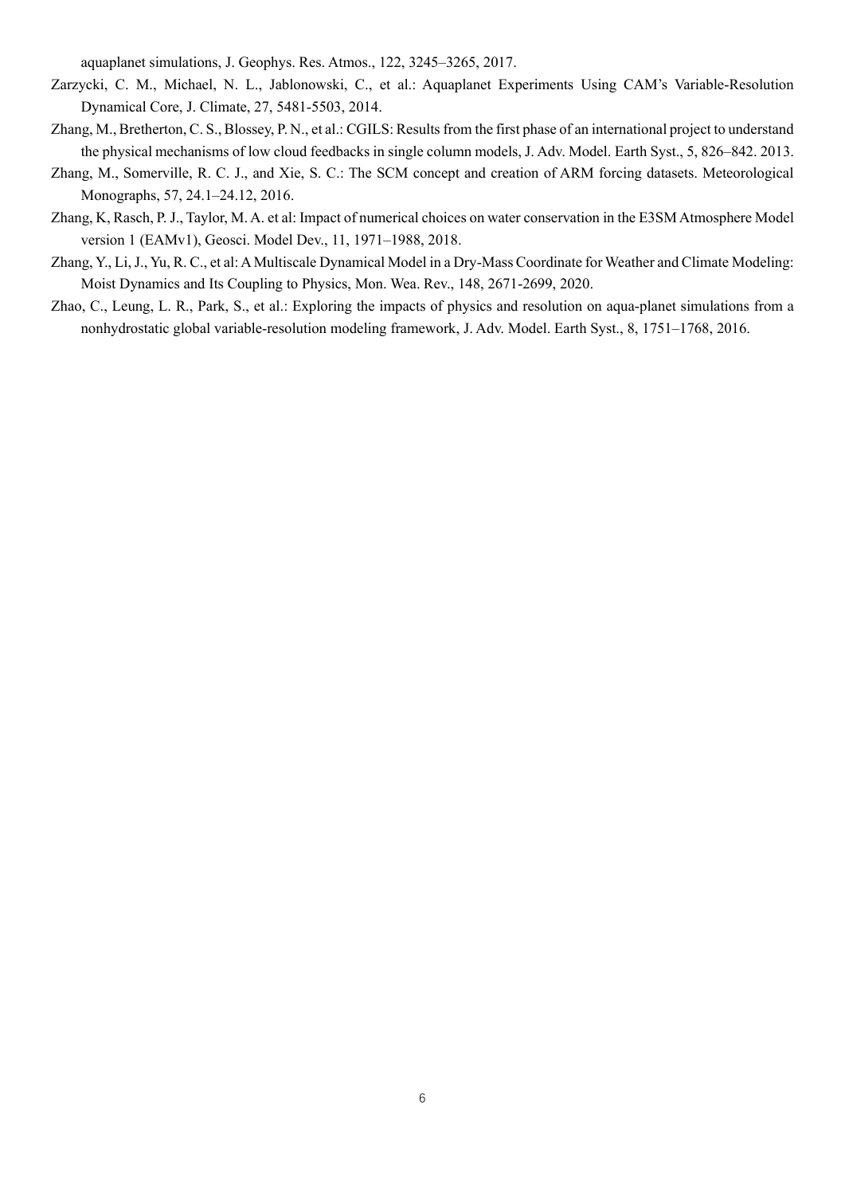aquaplanet simulations, J. Geophys. Res. Atmos., 122, 3245–3265, 2017.

Zarzycki, C. M., Michael, N. L., Jablonowski, C., et al.: Aquaplanet Experiments Using CAM's Variable-Resolution Dynamical Core, J. Climate, 27, 5481-5503, 2014.

Zhang, M., Bretherton, C. S., Blossey, P. N., et al.: CGILS: Results from the first phase of an international project to understand the physical mechanisms of low cloud feedbacks in single column models, J. Adv. Model. Earth Syst., 5, 826–842. 2013.

Zhang, M., Somerville, R. C. J., and Xie, S. C.: The SCM concept and creation of ARM forcing datasets. Meteorological Monographs, 57, 24.1–24.12, 2016.

Zhang, K, Rasch, P. J., Taylor, M. A. et al: Impact of numerical choices on water conservation in the E3SM Atmosphere Model version 1 (EAMv1), Geosci. Model Dev., 11, 1971–1988, 2018.

Zhang, Y., Li, J., Yu, R. C., et al: A Multiscale Dynamical Model in a Dry-Mass Coordinate for Weather and Climate Modeling: Moist Dynamics and Its Coupling to Physics, Mon. Wea. Rev., 148, 2671-2699, 2020.

Zhao, C., Leung, L. R., Park, S., et al.: Exploring the impacts of physics and resolution on aqua-planet simulations from a nonhydrostatic global variable-resolution modeling framework, J. Adv. Model. Earth Syst., 8, 1751–1768, 2016.